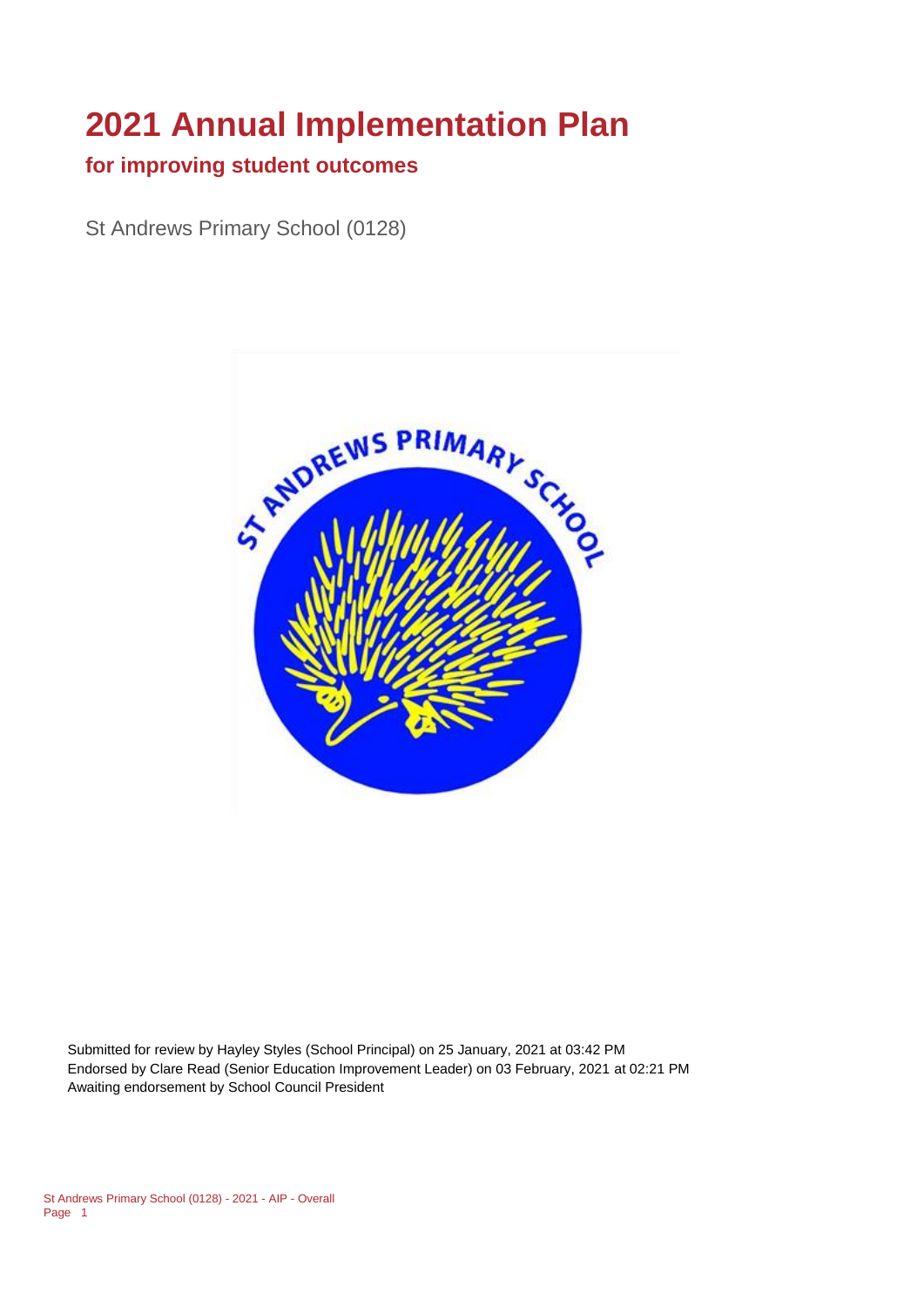# 2021 Annual Implementation Plan

## for improving student outcomes

St Andrews Primary School (0128)

Submitted for review by Hayley Styles (School Principal) on 25 January, 2021 at 03:42 PM
Endorsed by Clare Read (Senior Education Improvement Leader) on 03 February, 2021 at 02:21 PM
Awaiting endorsement by School Council President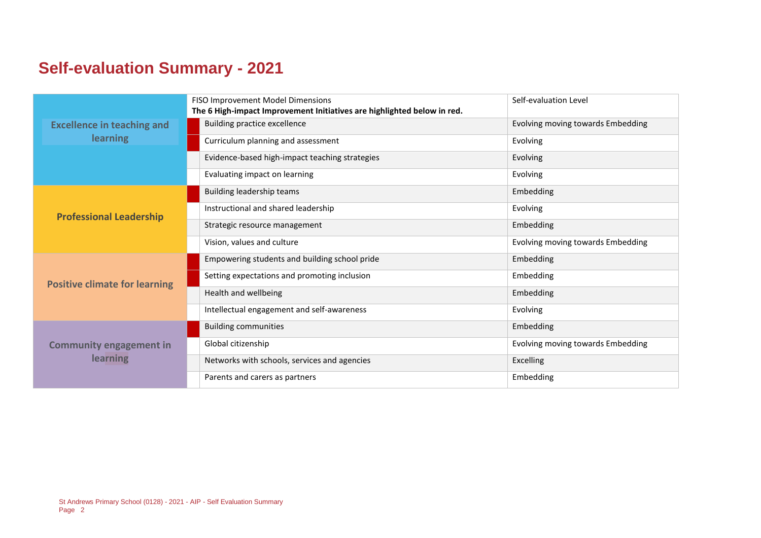# Self-evaluation Summary - 2021

| | | FISO Improvement Model Dimensions<br>**The 6 High-impact Improvement Initiatives are highlighted below in red.** | Self-evaluation Level |
|---|---|---|---|
| **Excellence in teaching and learning** | ■ | Building practice excellence | Evolving moving towards Embedding |
| | ■ | Curriculum planning and assessment | Evolving |
| | | Evidence-based high-impact teaching strategies | Evolving |
| | | Evaluating impact on learning | Evolving |
| **Professional Leadership** | ■ | Building leadership teams | Embedding |
| | | Instructional and shared leadership | Evolving |
| | | Strategic resource management | Embedding |
| | | Vision, values and culture | Evolving moving towards Embedding |
| **Positive climate for learning** | ■ | Empowering students and building school pride | Embedding |
| | ■ | Setting expectations and promoting inclusion | Embedding |
| | | Health and wellbeing | Embedding |
| | | Intellectual engagement and self-awareness | Evolving |
| **Community engagement in learning** | ■ | Building communities | Embedding |
| | | Global citizenship | Evolving moving towards Embedding |
| | | Networks with schools, services and agencies | Excelling |
| | | Parents and carers as partners | Embedding |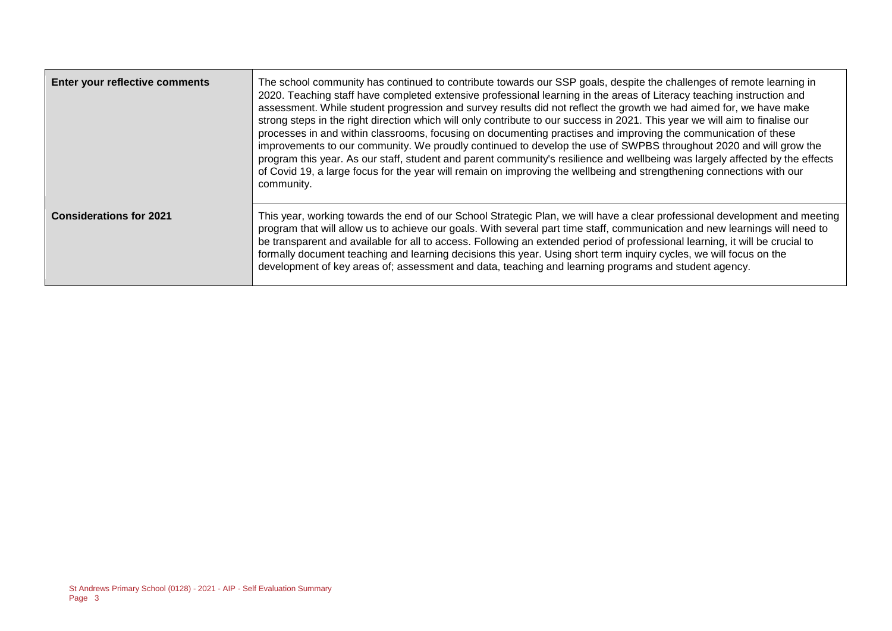| Enter your reflective comments | The school community has continued to contribute towards our SSP goals, despite the challenges of remote learning in 2020. Teaching staff have completed extensive professional learning in the areas of Literacy teaching instruction and assessment. While student progression and survey results did not reflect the growth we had aimed for, we have make strong steps in the right direction which will only contribute to our success in 2021. This year we will aim to finalise our processes in and within classrooms, focusing on documenting practises and improving the communication of these improvements to our community. We proudly continued to develop the use of SWPBS throughout 2020 and will grow the program this year. As our staff, student and parent community's resilience and wellbeing was largely affected by the effects of Covid 19, a large focus for the year will remain on improving the wellbeing and strengthening connections with our community. |
|---|---|
| **Considerations for 2021** | This year, working towards the end of our School Strategic Plan, we will have a clear professional development and meeting program that will allow us to achieve our goals. With several part time staff, communication and new learnings will need to be transparent and available for all to access. Following an extended period of professional learning, it will be crucial to formally document teaching and learning decisions this year. Using short term inquiry cycles, we will focus on the development of key areas of; assessment and data, teaching and learning programs and student agency. |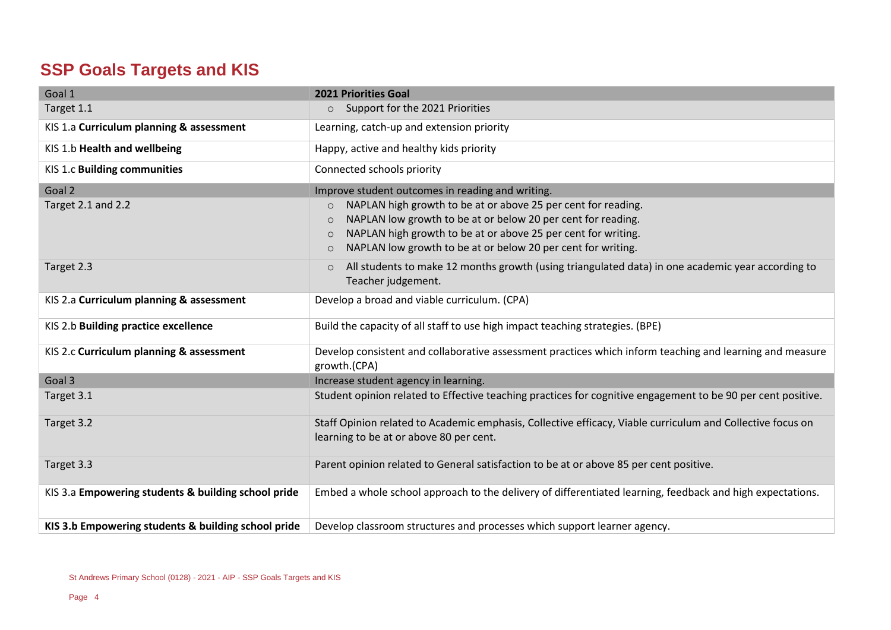## SSP Goals Targets and KIS

| Goal 1 | 2021 Priorities Goal |
|---|---|
| Target 1.1 | ○ Support for the 2021 Priorities |
| KIS 1.a **Curriculum planning & assessment** | Learning, catch-up and extension priority |
| KIS 1.b **Health and wellbeing** | Happy, active and healthy kids priority |
| KIS 1.c **Building communities** | Connected schools priority |
| Goal 2 | Improve student outcomes in reading and writing. |
| Target 2.1 and 2.2 | ○ NAPLAN high growth to be at or above 25 per cent for reading.<br>○ NAPLAN low growth to be at or below 20 per cent for reading.<br>○ NAPLAN high growth to be at or above 25 per cent for writing.<br>○ NAPLAN low growth to be at or below 20 per cent for writing. |
| Target 2.3 | ○ All students to make 12 months growth (using triangulated data) in one academic year according to Teacher judgement. |
| KIS 2.a **Curriculum planning & assessment** | Develop a broad and viable curriculum. (CPA) |
| KIS 2.b **Building practice excellence** | Build the capacity of all staff to use high impact teaching strategies. (BPE) |
| KIS 2.c **Curriculum planning & assessment** | Develop consistent and collaborative assessment practices which inform teaching and learning and measure growth.(CPA) |
| Goal 3 | Increase student agency in learning. |
| Target 3.1 | Student opinion related to Effective teaching practices for cognitive engagement to be 90 per cent positive. |
| Target 3.2 | Staff Opinion related to Academic emphasis, Collective efficacy, Viable curriculum and Collective focus on learning to be at or above 80 per cent. |
| Target 3.3 | Parent opinion related to General satisfaction to be at or above 85 per cent positive. |
| KIS 3.a **Empowering students & building school pride** | Embed a whole school approach to the delivery of differentiated learning, feedback and high expectations. |
| **KIS 3.b Empowering students & building school pride** | Develop classroom structures and processes which support learner agency. |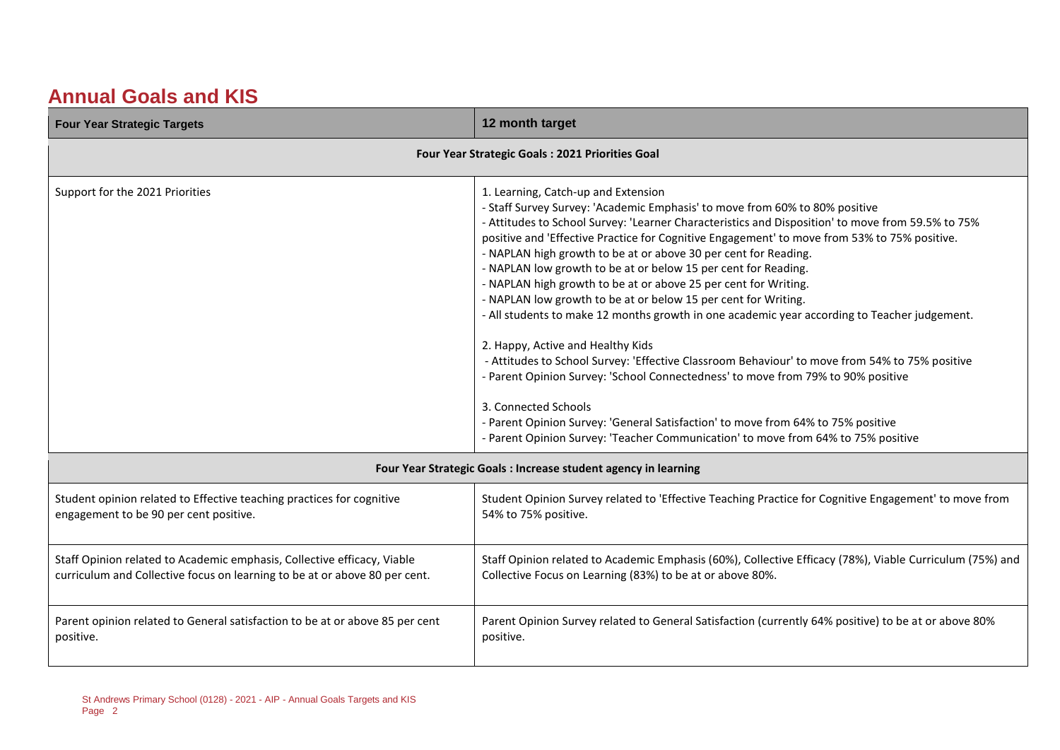## Annual Goals and KIS

| Four Year Strategic Targets | 12 month target |
|---|---|
| **Four Year Strategic Goals : 2021 Priorities Goal** | |
| Support for the 2021 Priorities | 1. Learning, Catch-up and Extension<br>- Staff Survey Survey: 'Academic Emphasis' to move from 60% to 80% positive<br>- Attitudes to School Survey: 'Learner Characteristics and Disposition' to move from 59.5% to 75% positive and 'Effective Practice for Cognitive Engagement' to move from 53% to 75% positive.<br>- NAPLAN high growth to be at or above 30 per cent for Reading.<br>- NAPLAN low growth to be at or below 15 per cent for Reading.<br>- NAPLAN high growth to be at or above 25 per cent for Writing.<br>- NAPLAN low growth to be at or below 15 per cent for Writing.<br>- All students to make 12 months growth in one academic year according to Teacher judgement.<br><br>2. Happy, Active and Healthy Kids<br>- Attitudes to School Survey: 'Effective Classroom Behaviour' to move from 54% to 75% positive<br>- Parent Opinion Survey: 'School Connectedness' to move from 79% to 90% positive<br><br>3. Connected Schools<br>- Parent Opinion Survey: 'General Satisfaction' to move from 64% to 75% positive<br>- Parent Opinion Survey: 'Teacher Communication' to move from 64% to 75% positive |
| **Four Year Strategic Goals : Increase student agency in learning** | |
| Student opinion related to Effective teaching practices for cognitive engagement to be 90 per cent positive. | Student Opinion Survey related to 'Effective Teaching Practice for Cognitive Engagement' to move from 54% to 75% positive. |
| Staff Opinion related to Academic emphasis, Collective efficacy, Viable curriculum and Collective focus on learning to be at or above 80 per cent. | Staff Opinion related to Academic Emphasis (60%), Collective Efficacy (78%), Viable Curriculum (75%) and Collective Focus on Learning (83%) to be at or above 80%. |
| Parent opinion related to General satisfaction to be at or above 85 per cent positive. | Parent Opinion Survey related to General Satisfaction (currently 64% positive) to be at or above 80% positive. |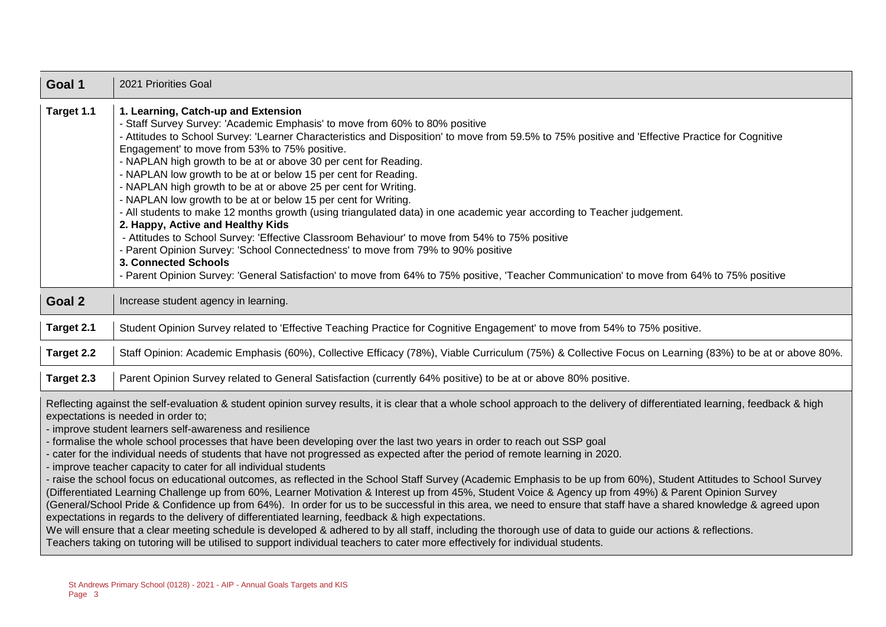| Goal 1 | 2021 Priorities Goal |
|---|---|
| Target 1.1 | **1. Learning, Catch-up and Extension**<br>- Staff Survey Survey: 'Academic Emphasis' to move from 60% to 80% positive<br>- Attitudes to School Survey: 'Learner Characteristics and Disposition' to move from 59.5% to 75% positive and 'Effective Practice for Cognitive Engagement' to move from 53% to 75% positive.<br>- NAPLAN high growth to be at or above 30 per cent for Reading.<br>- NAPLAN low growth to be at or below 15 per cent for Reading.<br>- NAPLAN high growth to be at or above 25 per cent for Writing.<br>- NAPLAN low growth to be at or below 15 per cent for Writing.<br>- All students to make 12 months growth (using triangulated data) in one academic year according to Teacher judgement.<br>**2. Happy, Active and Healthy Kids**<br>- Attitudes to School Survey: 'Effective Classroom Behaviour' to move from 54% to 75% positive<br>- Parent Opinion Survey: 'School Connectedness' to move from 79% to 90% positive<br>**3. Connected Schools**<br>- Parent Opinion Survey: 'General Satisfaction' to move from 64% to 75% positive, 'Teacher Communication' to move from 64% to 75% positive |
| **Goal 2** | Increase student agency in learning. |
| **Target 2.1** | Student Opinion Survey related to 'Effective Teaching Practice for Cognitive Engagement' to move from 54% to 75% positive. |
| **Target 2.2** | Staff Opinion: Academic Emphasis (60%), Collective Efficacy (78%), Viable Curriculum (75%) & Collective Focus on Learning (83%) to be at or above 80%. |
| **Target 2.3** | Parent Opinion Survey related to General Satisfaction (currently 64% positive) to be at or above 80% positive. |

Reflecting against the self-evaluation & student opinion survey results, it is clear that a whole school approach to the delivery of differentiated learning, feedback & high expectations is needed in order to;

- improve student learners self-awareness and resilience
- formalise the whole school processes that have been developing over the last two years in order to reach out SSP goal
- cater for the individual needs of students that have not progressed as expected after the period of remote learning in 2020.
- improve teacher capacity to cater for all individual students
- raise the school focus on educational outcomes, as reflected in the School Staff Survey (Academic Emphasis to be up from 60%), Student Attitudes to School Survey (Differentiated Learning Challenge up from 60%, Learner Motivation & Interest up from 45%, Student Voice & Agency up from 49%) & Parent Opinion Survey (General/School Pride & Confidence up from 64%). In order for us to be successful in this area, we need to ensure that staff have a shared knowledge & agreed upon expectations in regards to the delivery of differentiated learning, feedback & high expectations.

We will ensure that a clear meeting schedule is developed & adhered to by all staff, including the thorough use of data to guide our actions & reflections.
Teachers taking on tutoring will be utilised to support individual teachers to cater more effectively for individual students.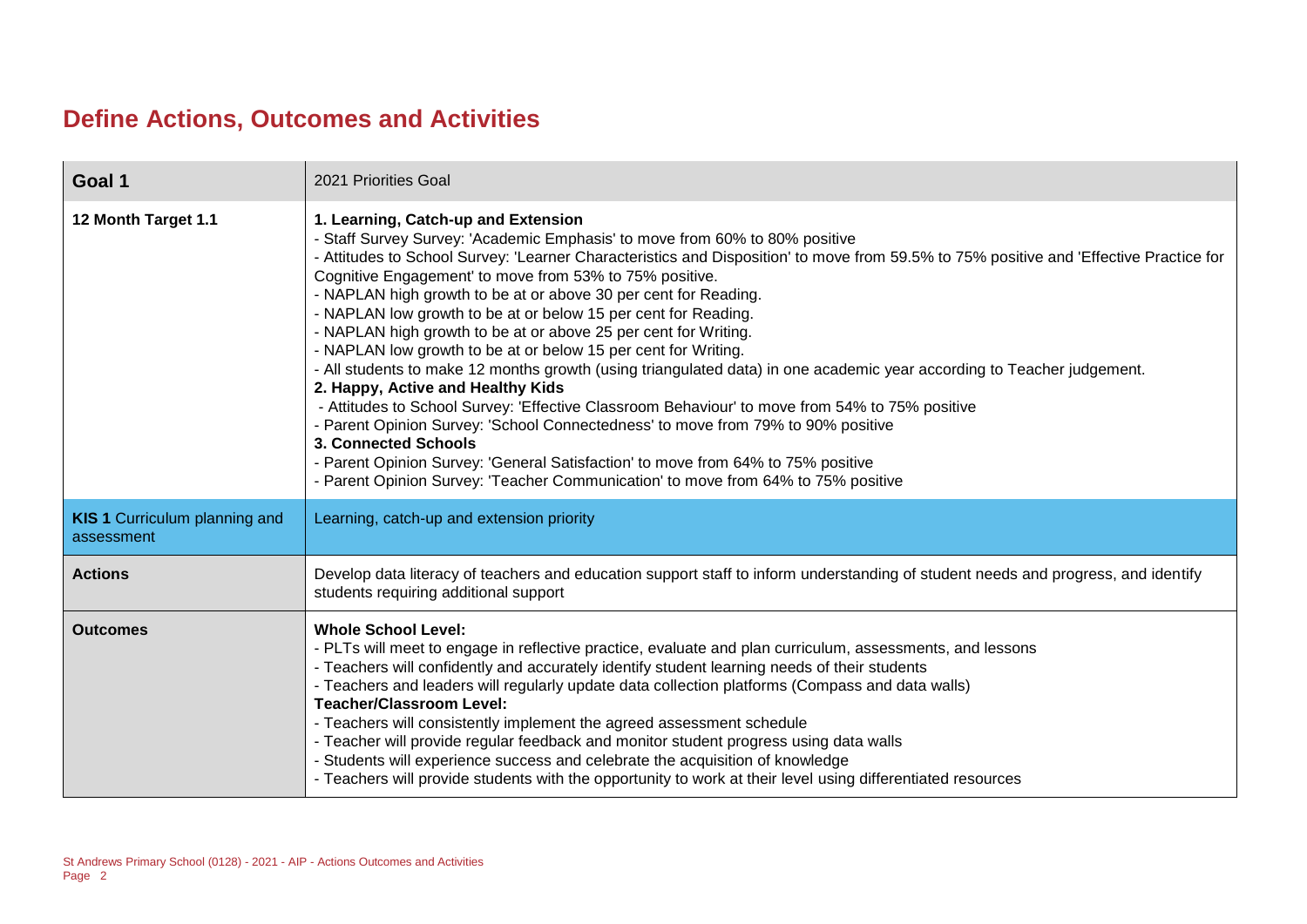# Define Actions, Outcomes and Activities

| Goal 1 | 2021 Priorities Goal |
|---|---|
| 12 Month Target 1.1 | **1. Learning, Catch-up and Extension**<br>- Staff Survey Survey: 'Academic Emphasis' to move from 60% to 80% positive<br>- Attitudes to School Survey: 'Learner Characteristics and Disposition' to move from 59.5% to 75% positive and 'Effective Practice for Cognitive Engagement' to move from 53% to 75% positive.<br>- NAPLAN high growth to be at or above 30 per cent for Reading.<br>- NAPLAN low growth to be at or below 15 per cent for Reading.<br>- NAPLAN high growth to be at or above 25 per cent for Writing.<br>- NAPLAN low growth to be at or below 15 per cent for Writing.<br>- All students to make 12 months growth (using triangulated data) in one academic year according to Teacher judgement.<br>**2. Happy, Active and Healthy Kids**<br>- Attitudes to School Survey: 'Effective Classroom Behaviour' to move from 54% to 75% positive<br>- Parent Opinion Survey: 'School Connectedness' to move from 79% to 90% positive<br>**3. Connected Schools**<br>- Parent Opinion Survey: 'General Satisfaction' to move from 64% to 75% positive<br>- Parent Opinion Survey: 'Teacher Communication' to move from 64% to 75% positive |
| **KIS 1** Curriculum planning and assessment | Learning, catch-up and extension priority |
| **Actions** | Develop data literacy of teachers and education support staff to inform understanding of student needs and progress, and identify students requiring additional support |
| **Outcomes** | **Whole School Level:**<br>- PLTs will meet to engage in reflective practice, evaluate and plan curriculum, assessments, and lessons<br>- Teachers will confidently and accurately identify student learning needs of their students<br>- Teachers and leaders will regularly update data collection platforms (Compass and data walls)<br>**Teacher/Classroom Level:**<br>- Teachers will consistently implement the agreed assessment schedule<br>- Teacher will provide regular feedback and monitor student progress using data walls<br>- Students will experience success and celebrate the acquisition of knowledge<br>- Teachers will provide students with the opportunity to work at their level using differentiated resources |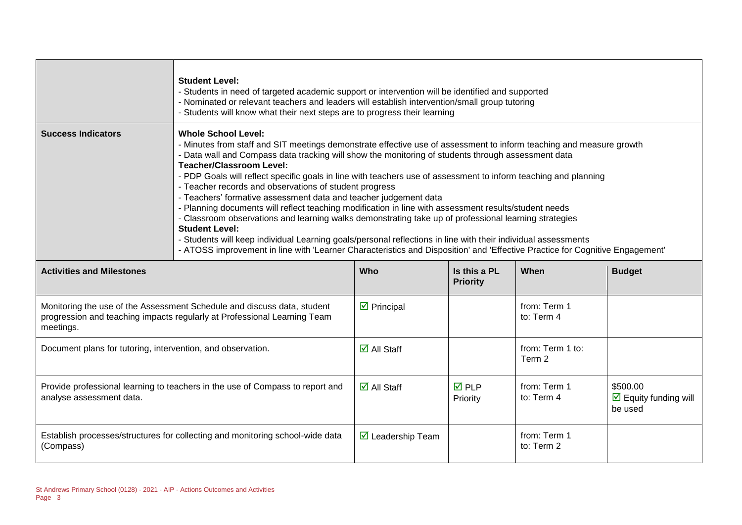| | |
|---|---|
| | **Student Level:**<br>- Students in need of targeted academic support or intervention will be identified and supported<br>- Nominated or relevant teachers and leaders will establish intervention/small group tutoring<br>- Students will know what their next steps are to progress their learning |
| **Success Indicators** | **Whole School Level:**<br>- Minutes from staff and SIT meetings demonstrate effective use of assessment to inform teaching and measure growth<br>- Data wall and Compass data tracking will show the monitoring of students through assessment data<br>**Teacher/Classroom Level:**<br>- PDP Goals will reflect specific goals in line with teachers use of assessment to inform teaching and planning<br>- Teacher records and observations of student progress<br>- Teachers' formative assessment data and teacher judgement data<br>- Planning documents will reflect teaching modification in line with assessment results/student needs<br>- Classroom observations and learning walks demonstrating take up of professional learning strategies<br>**Student Level:**<br>- Students will keep individual Learning goals/personal reflections in line with their individual assessments<br>- ATOSS improvement in line with 'Learner Characteristics and Disposition' and 'Effective Practice for Cognitive Engagement' |

| Activities and Milestones | Who | Is this a PL Priority | When | Budget |
|---|---|---|---|---|
| Monitoring the use of the Assessment Schedule and discuss data, student progression and teaching impacts regularly at Professional Learning Team meetings. | ☑ Principal | | from: Term 1<br>to: Term 4 | |
| Document plans for tutoring, intervention, and observation. | ☑ All Staff | | from: Term 1 to: Term 2 | |
| Provide professional learning to teachers in the use of Compass to report and analyse assessment data. | ☑ All Staff | ☑ PLP Priority | from: Term 1<br>to: Term 4 | $500.00<br>☑ Equity funding will be used |
| Establish processes/structures for collecting and monitoring school-wide data (Compass) | ☑ Leadership Team | | from: Term 1<br>to: Term 2 | |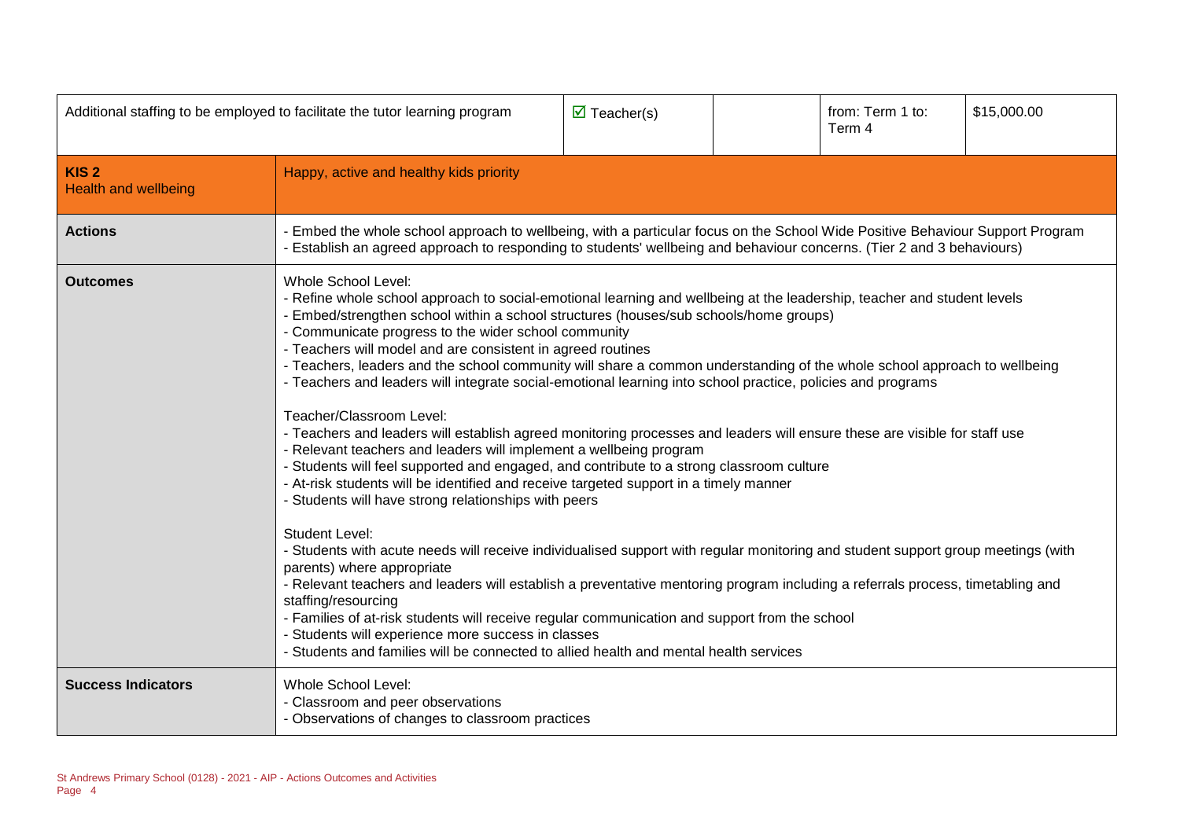| Additional staffing to be employed to facilitate the tutor learning program | ☑ Teacher(s) | | from: Term 1 to: Term 4 | $15,000.00 |
|---|---|---|---|---|

| **KIS 2**<br>Health and wellbeing | Happy, active and healthy kids priority |
|---|---|
| **Actions** | - Embed the whole school approach to wellbeing, with a particular focus on the School Wide Positive Behaviour Support Program<br>- Establish an agreed approach to responding to students' wellbeing and behaviour concerns. (Tier 2 and 3 behaviours) |
| **Outcomes** | Whole School Level:<br>- Refine whole school approach to social-emotional learning and wellbeing at the leadership, teacher and student levels<br>- Embed/strengthen school within a school structures (houses/sub schools/home groups)<br>- Communicate progress to the wider school community<br>- Teachers will model and are consistent in agreed routines<br>- Teachers, leaders and the school community will share a common understanding of the whole school approach to wellbeing<br>- Teachers and leaders will integrate social-emotional learning into school practice, policies and programs<br><br>Teacher/Classroom Level:<br>- Teachers and leaders will establish agreed monitoring processes and leaders will ensure these are visible for staff use<br>- Relevant teachers and leaders will implement a wellbeing program<br>- Students will feel supported and engaged, and contribute to a strong classroom culture<br>- At-risk students will be identified and receive targeted support in a timely manner<br>- Students will have strong relationships with peers<br><br>Student Level:<br>- Students with acute needs will receive individualised support with regular monitoring and student support group meetings (with parents) where appropriate<br>- Relevant teachers and leaders will establish a preventative mentoring program including a referrals process, timetabling and staffing/resourcing<br>- Families of at-risk students will receive regular communication and support from the school<br>- Students will experience more success in classes<br>- Students and families will be connected to allied health and mental health services |
| **Success Indicators** | Whole School Level:<br>- Classroom and peer observations<br>- Observations of changes to classroom practices |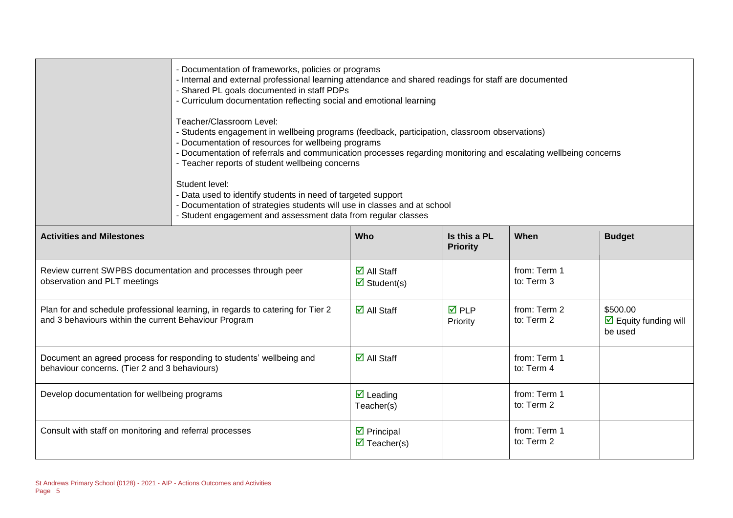| | |
|---|---|
| | - Documentation of frameworks, policies or programs<br>- Internal and external professional learning attendance and shared readings for staff are documented<br>- Shared PL goals documented in staff PDPs<br>- Curriculum documentation reflecting social and emotional learning<br><br>Teacher/Classroom Level:<br>- Students engagement in wellbeing programs (feedback, participation, classroom observations)<br>- Documentation of resources for wellbeing programs<br>- Documentation of referrals and communication processes regarding monitoring and escalating wellbeing concerns<br>- Teacher reports of student wellbeing concerns<br><br>Student level:<br>- Data used to identify students in need of targeted support<br>- Documentation of strategies students will use in classes and at school<br>- Student engagement and assessment data from regular classes |

| Activities and Milestones | Who | Is this a PL Priority | When | Budget |
|---|---|---|---|---|
| Review current SWPBS documentation and processes through peer observation and PLT meetings | ☑ All Staff<br>☑ Student(s) | | from: Term 1<br>to: Term 3 | |
| Plan for and schedule professional learning, in regards to catering for Tier 2 and 3 behaviours within the current Behaviour Program | ☑ All Staff | ☑ PLP Priority | from: Term 2<br>to: Term 2 | $500.00<br>☑ Equity funding will be used |
| Document an agreed process for responding to students' wellbeing and behaviour concerns. (Tier 2 and 3 behaviours) | ☑ All Staff | | from: Term 1<br>to: Term 4 | |
| Develop documentation for wellbeing programs | ☑ Leading Teacher(s) | | from: Term 1<br>to: Term 2 | |
| Consult with staff on monitoring and referral processes | ☑ Principal<br>☑ Teacher(s) | | from: Term 1<br>to: Term 2 | |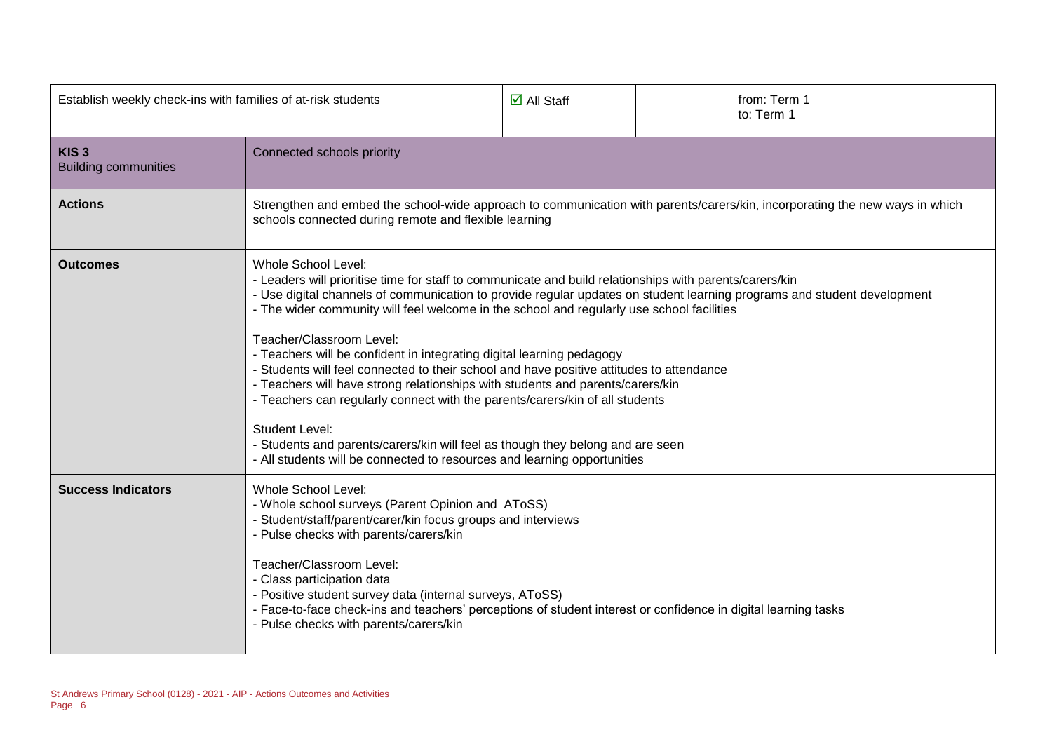| Establish weekly check-ins with families of at-risk students | ☑ All Staff | | from: Term 1<br>to: Term 1 | |
|---|---|---|---|---|
| **KIS 3**<br>Building communities | Connected schools priority | | | |
| **Actions** | Strengthen and embed the school-wide approach to communication with parents/carers/kin, incorporating the new ways in which schools connected during remote and flexible learning | | | |
| **Outcomes** | Whole School Level:<br>- Leaders will prioritise time for staff to communicate and build relationships with parents/carers/kin<br>- Use digital channels of communication to provide regular updates on student learning programs and student development<br>- The wider community will feel welcome in the school and regularly use school facilities<br><br>Teacher/Classroom Level:<br>- Teachers will be confident in integrating digital learning pedagogy<br>- Students will feel connected to their school and have positive attitudes to attendance<br>- Teachers will have strong relationships with students and parents/carers/kin<br>- Teachers can regularly connect with the parents/carers/kin of all students<br><br>Student Level:<br>- Students and parents/carers/kin will feel as though they belong and are seen<br>- All students will be connected to resources and learning opportunities | | | |
| **Success Indicators** | Whole School Level:<br>- Whole school surveys (Parent Opinion and AToSS)<br>- Student/staff/parent/carer/kin focus groups and interviews<br>- Pulse checks with parents/carers/kin<br><br>Teacher/Classroom Level:<br>- Class participation data<br>- Positive student survey data (internal surveys, AToSS)<br>- Face-to-face check-ins and teachers' perceptions of student interest or confidence in digital learning tasks<br>- Pulse checks with parents/carers/kin | | | |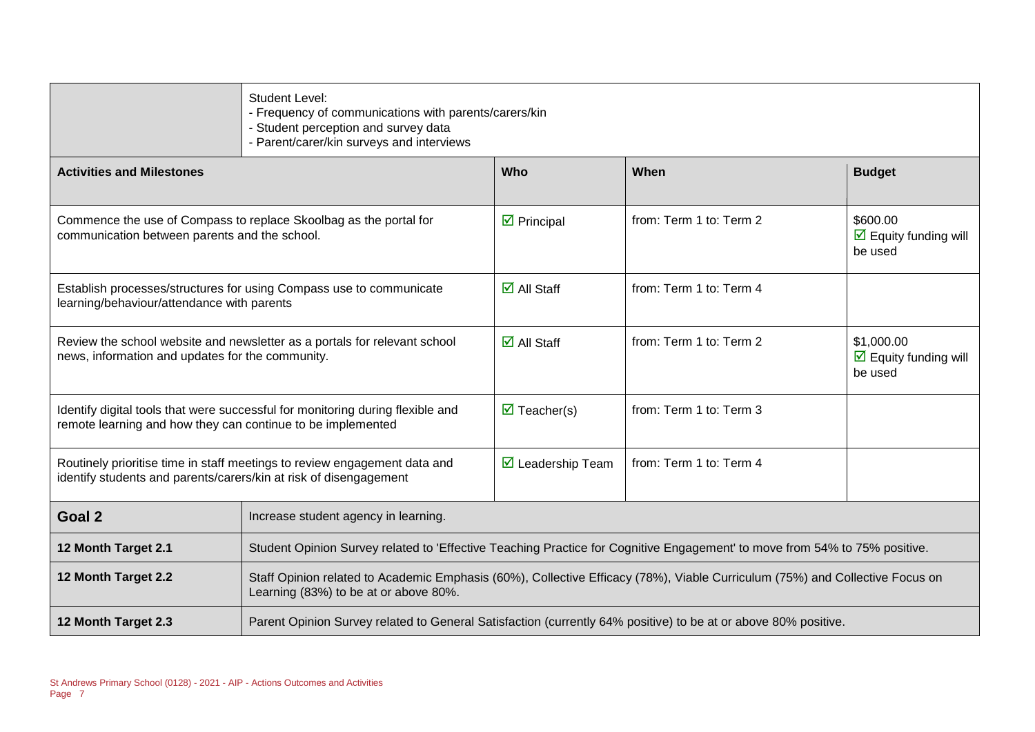| | Student Level:<br>- Frequency of communications with parents/carers/kin<br>- Student perception and survey data<br>- Parent/carer/kin surveys and interviews | | |
|---|---|---|---|

| Activities and Milestones | Who | When | Budget |
|---|---|---|---|
| Commence the use of Compass to replace Skoolbag as the portal for communication between parents and the school. | ☑ Principal | from: Term 1 to: Term 2 | $600.00<br>☑ Equity funding will be used |
| Establish processes/structures for using Compass use to communicate learning/behaviour/attendance with parents | ☑ All Staff | from: Term 1 to: Term 4 | |
| Review the school website and newsletter as a portals for relevant school news, information and updates for the community. | ☑ All Staff | from: Term 1 to: Term 2 | $1,000.00<br>☑ Equity funding will be used |
| Identify digital tools that were successful for monitoring during flexible and remote learning and how they can continue to be implemented | ☑ Teacher(s) | from: Term 1 to: Term 3 | |
| Routinely prioritise time in staff meetings to review engagement data and identify students and parents/carers/kin at risk of disengagement | ☑ Leadership Team | from: Term 1 to: Term 4 | |

| Goal 2 | Increase student agency in learning. |
|---|---|
| 12 Month Target 2.1 | Student Opinion Survey related to 'Effective Teaching Practice for Cognitive Engagement' to move from 54% to 75% positive. |
| 12 Month Target 2.2 | Staff Opinion related to Academic Emphasis (60%), Collective Efficacy (78%), Viable Curriculum (75%) and Collective Focus on Learning (83%) to be at or above 80%. |
| 12 Month Target 2.3 | Parent Opinion Survey related to General Satisfaction (currently 64% positive) to be at or above 80% positive. |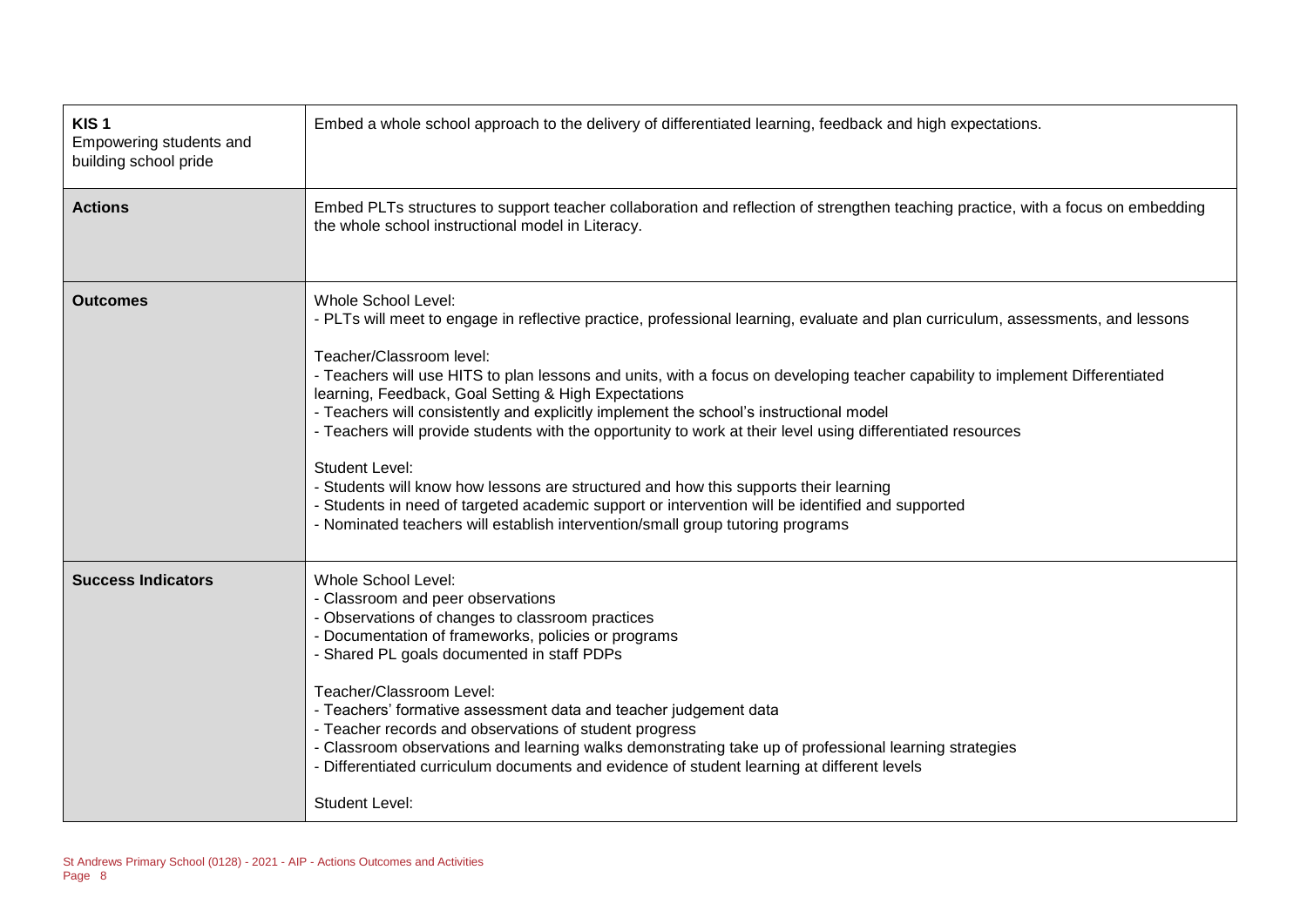| **KIS 1** Empowering students and building school pride | Embed a whole school approach to the delivery of differentiated learning, feedback and high expectations. |
| --- | --- |
| **Actions** | Embed PLTs structures to support teacher collaboration and reflection of strengthen teaching practice, with a focus on embedding the whole school instructional model in Literacy. |
| **Outcomes** | Whole School Level:<br>- PLTs will meet to engage in reflective practice, professional learning, evaluate and plan curriculum, assessments, and lessons<br><br>Teacher/Classroom level:<br>- Teachers will use HITS to plan lessons and units, with a focus on developing teacher capability to implement Differentiated learning, Feedback, Goal Setting & High Expectations<br>- Teachers will consistently and explicitly implement the school's instructional model<br>- Teachers will provide students with the opportunity to work at their level using differentiated resources<br><br>Student Level:<br>- Students will know how lessons are structured and how this supports their learning<br>- Students in need of targeted academic support or intervention will be identified and supported<br>- Nominated teachers will establish intervention/small group tutoring programs |
| **Success Indicators** | Whole School Level:<br>- Classroom and peer observations<br>- Observations of changes to classroom practices<br>- Documentation of frameworks, policies or programs<br>- Shared PL goals documented in staff PDPs<br><br>Teacher/Classroom Level:<br>- Teachers' formative assessment data and teacher judgement data<br>- Teacher records and observations of student progress<br>- Classroom observations and learning walks demonstrating take up of professional learning strategies<br>- Differentiated curriculum documents and evidence of student learning at different levels<br><br>Student Level: |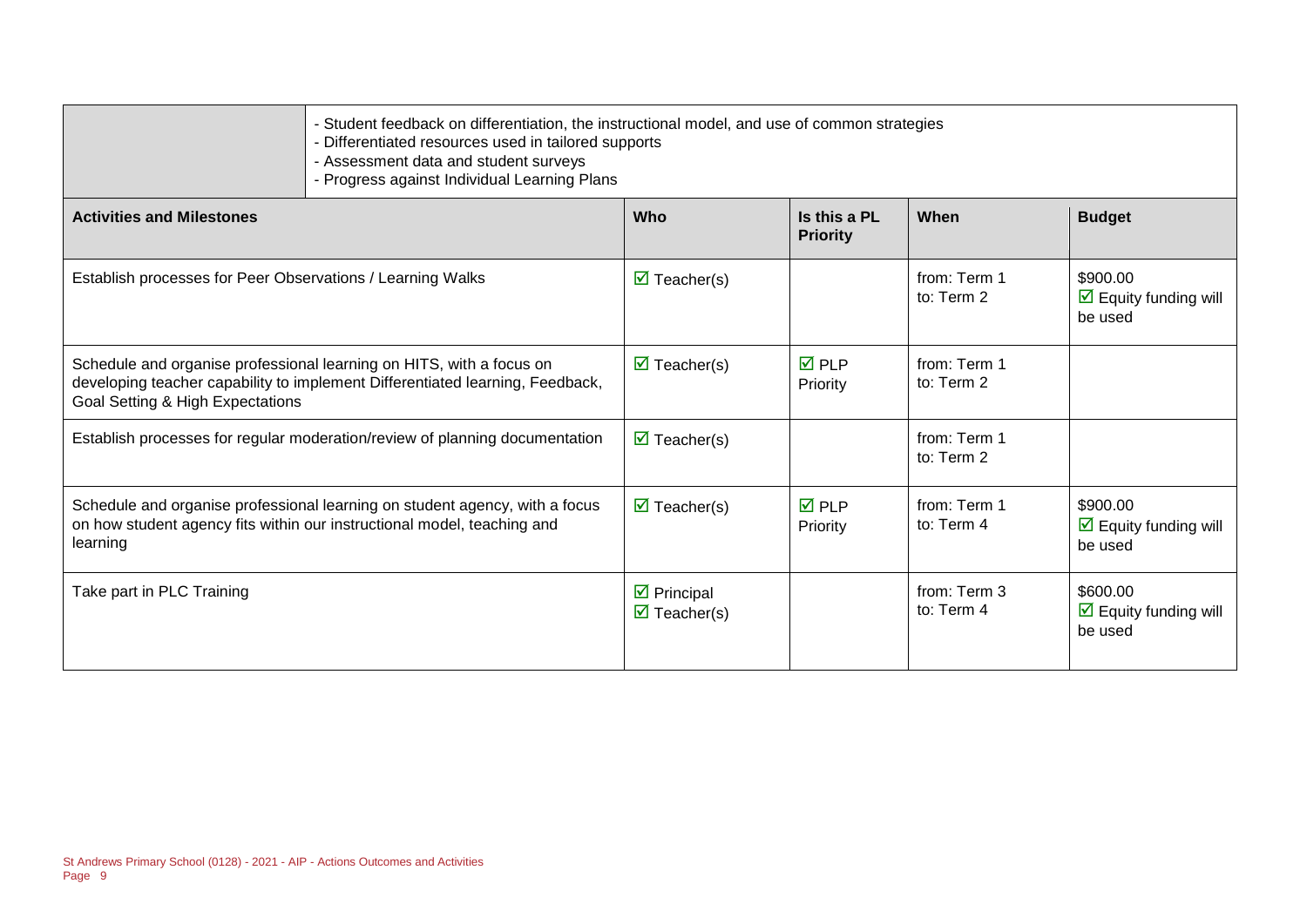| | |
|---|---|
| | - Student feedback on differentiation, the instructional model, and use of common strategies<br>- Differentiated resources used in tailored supports<br>- Assessment data and student surveys<br>- Progress against Individual Learning Plans |

| Activities and Milestones | Who | Is this a PL Priority | When | Budget |
|---|---|---|---|---|
| Establish processes for Peer Observations / Learning Walks | ☑ Teacher(s) | | from: Term 1<br>to: Term 2 | \$900.00<br>☑ Equity funding will be used |
| Schedule and organise professional learning on HITS, with a focus on developing teacher capability to implement Differentiated learning, Feedback, Goal Setting & High Expectations | ☑ Teacher(s) | ☑ PLP Priority | from: Term 1<br>to: Term 2 | |
| Establish processes for regular moderation/review of planning documentation | ☑ Teacher(s) | | from: Term 1<br>to: Term 2 | |
| Schedule and organise professional learning on student agency, with a focus on how student agency fits within our instructional model, teaching and learning | ☑ Teacher(s) | ☑ PLP Priority | from: Term 1<br>to: Term 4 | \$900.00<br>☑ Equity funding will be used |
| Take part in PLC Training | ☑ Principal<br>☑ Teacher(s) | | from: Term 3<br>to: Term 4 | \$600.00<br>☑ Equity funding will be used |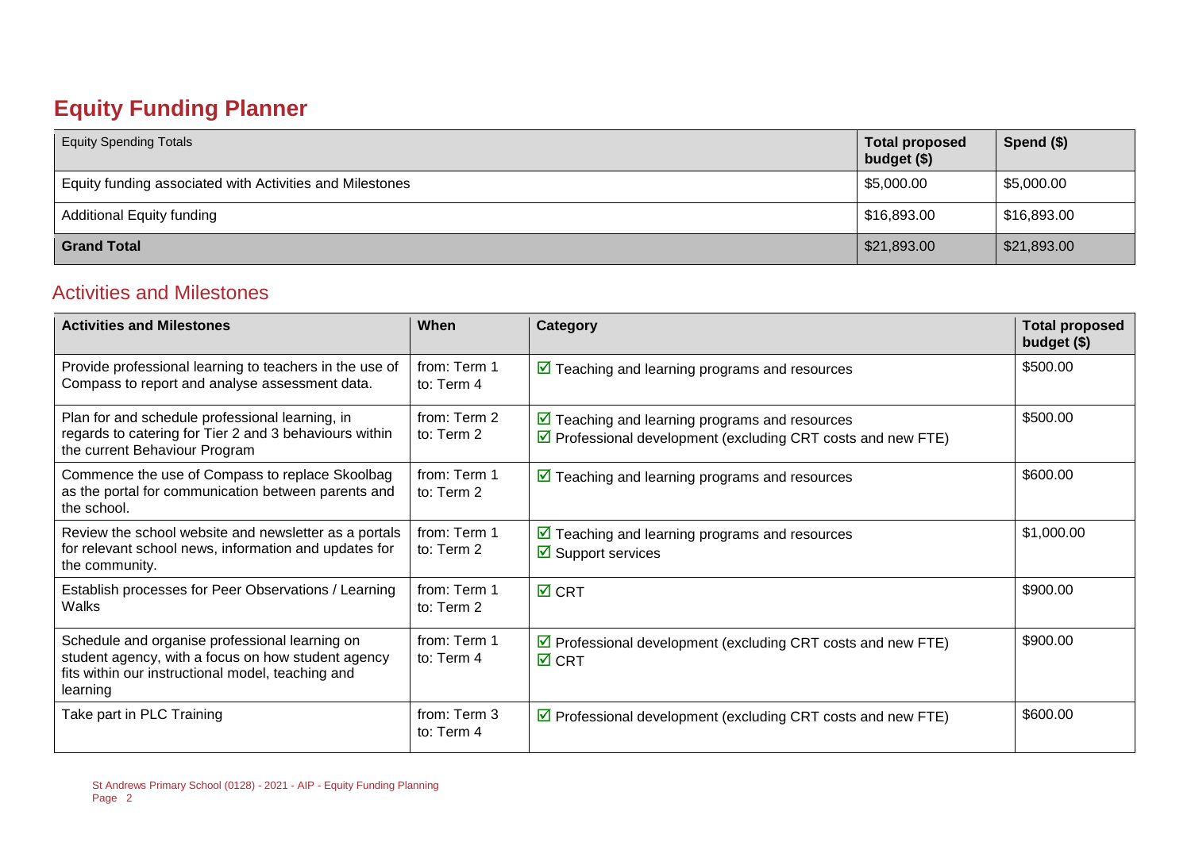# Equity Funding Planner

| Equity Spending Totals | Total proposed budget ($) | Spend ($) |
| --- | --- | --- |
| Equity funding associated with Activities and Milestones | $5,000.00 | $5,000.00 |
| Additional Equity funding | $16,893.00 | $16,893.00 |
| **Grand Total** | $21,893.00 | $21,893.00 |

## Activities and Milestones

| Activities and Milestones | When | Category | Total proposed budget ($) |
| --- | --- | --- | --- |
| Provide professional learning to teachers in the use of Compass to report and analyse assessment data. | from: Term 1<br>to: Term 4 | ☑ Teaching and learning programs and resources | $500.00 |
| Plan for and schedule professional learning, in regards to catering for Tier 2 and 3 behaviours within the current Behaviour Program | from: Term 2<br>to: Term 2 | ☑ Teaching and learning programs and resources<br>☑ Professional development (excluding CRT costs and new FTE) | $500.00 |
| Commence the use of Compass to replace Skoolbag as the portal for communication between parents and the school. | from: Term 1<br>to: Term 2 | ☑ Teaching and learning programs and resources | $600.00 |
| Review the school website and newsletter as a portals for relevant school news, information and updates for the community. | from: Term 1<br>to: Term 2 | ☑ Teaching and learning programs and resources<br>☑ Support services | $1,000.00 |
| Establish processes for Peer Observations / Learning Walks | from: Term 1<br>to: Term 2 | ☑ CRT | $900.00 |
| Schedule and organise professional learning on student agency, with a focus on how student agency fits within our instructional model, teaching and learning | from: Term 1<br>to: Term 4 | ☑ Professional development (excluding CRT costs and new FTE)<br>☑ CRT | $900.00 |
| Take part in PLC Training | from: Term 3<br>to: Term 4 | ☑ Professional development (excluding CRT costs and new FTE) | $600.00 |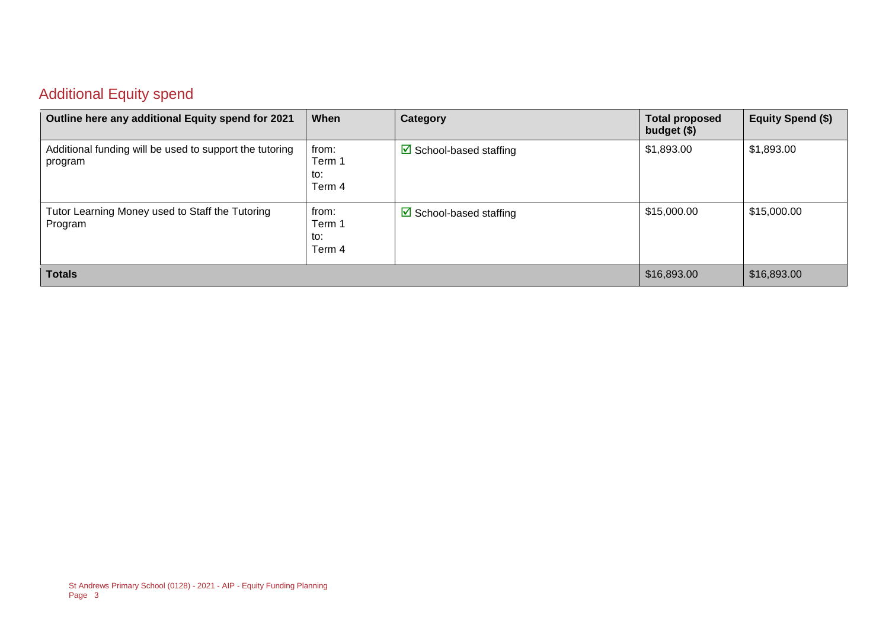## Additional Equity spend

| Outline here any additional Equity spend for 2021 | When | Category | Total proposed budget ($) | Equity Spend ($) |
|---|---|---|---|---|
| Additional funding will be used to support the tutoring program | from: Term 1 to: Term 4 | ☑ School-based staffing | $1,893.00 | $1,893.00 |
| Tutor Learning Money used to Staff the Tutoring Program | from: Term 1 to: Term 4 | ☑ School-based staffing | $15,000.00 | $15,000.00 |
| **Totals** | | | $16,893.00 | $16,893.00 |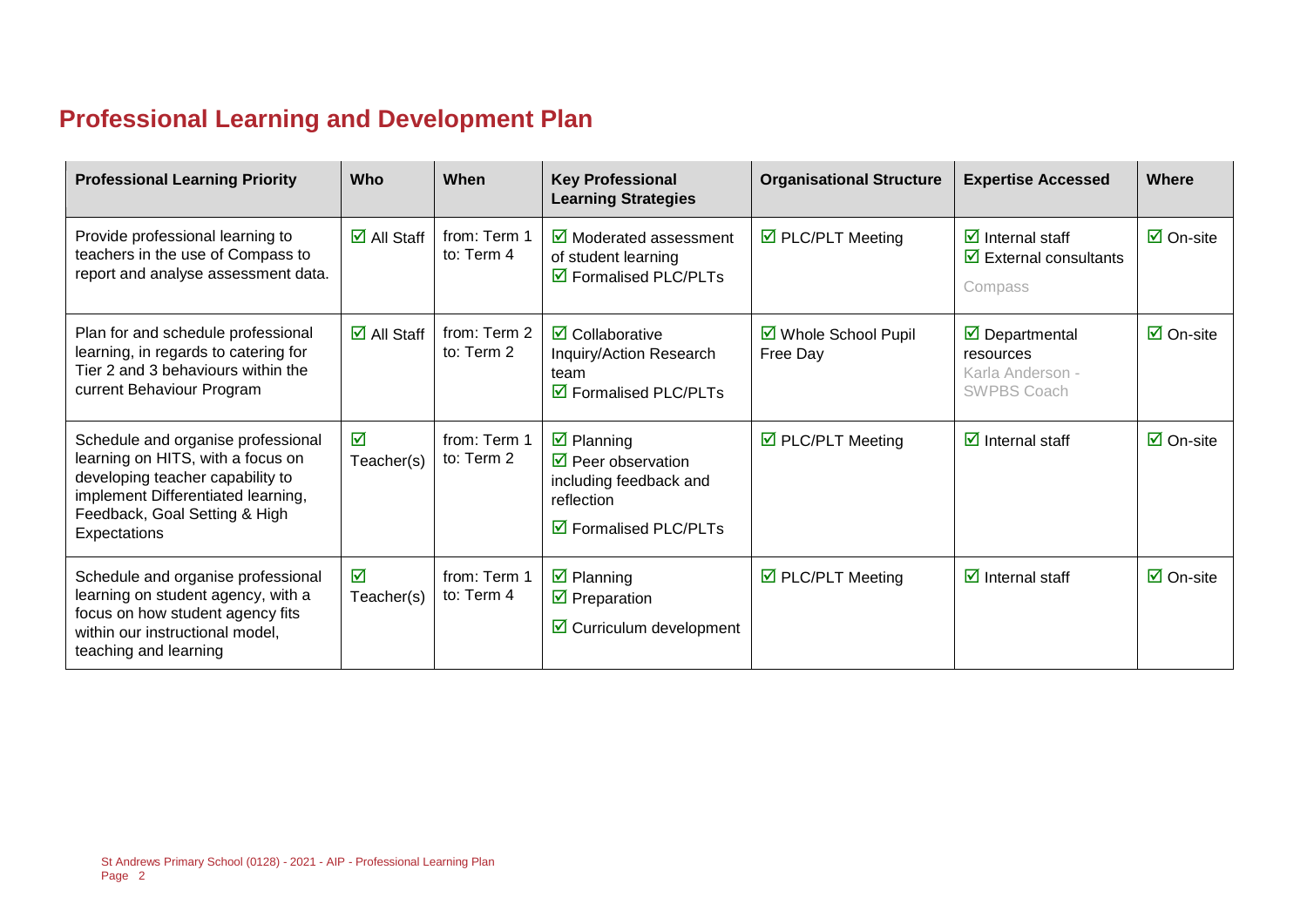# Professional Learning and Development Plan

| Professional Learning Priority | Who | When | Key Professional Learning Strategies | Organisational Structure | Expertise Accessed | Where |
|---|---|---|---|---|---|---|
| Provide professional learning to teachers in the use of Compass to report and analyse assessment data. | ☑ All Staff | from: Term 1 to: Term 4 | ☑ Moderated assessment of student learning ☑ Formalised PLC/PLTs | ☑ PLC/PLT Meeting | ☑ Internal staff ☑ External consultants Compass | ☑ On-site |
| Plan for and schedule professional learning, in regards to catering for Tier 2 and 3 behaviours within the current Behaviour Program | ☑ All Staff | from: Term 2 to: Term 2 | ☑ Collaborative Inquiry/Action Research team ☑ Formalised PLC/PLTs | ☑ Whole School Pupil Free Day | ☑ Departmental resources Karla Anderson - SWPBS Coach | ☑ On-site |
| Schedule and organise professional learning on HITS, with a focus on developing teacher capability to implement Differentiated learning, Feedback, Goal Setting & High Expectations | ☑ Teacher(s) | from: Term 1 to: Term 2 | ☑ Planning ☑ Peer observation including feedback and reflection ☑ Formalised PLC/PLTs | ☑ PLC/PLT Meeting | ☑ Internal staff | ☑ On-site |
| Schedule and organise professional learning on student agency, with a focus on how student agency fits within our instructional model, teaching and learning | ☑ Teacher(s) | from: Term 1 to: Term 4 | ☑ Planning ☑ Preparation ☑ Curriculum development | ☑ PLC/PLT Meeting | ☑ Internal staff | ☑ On-site |